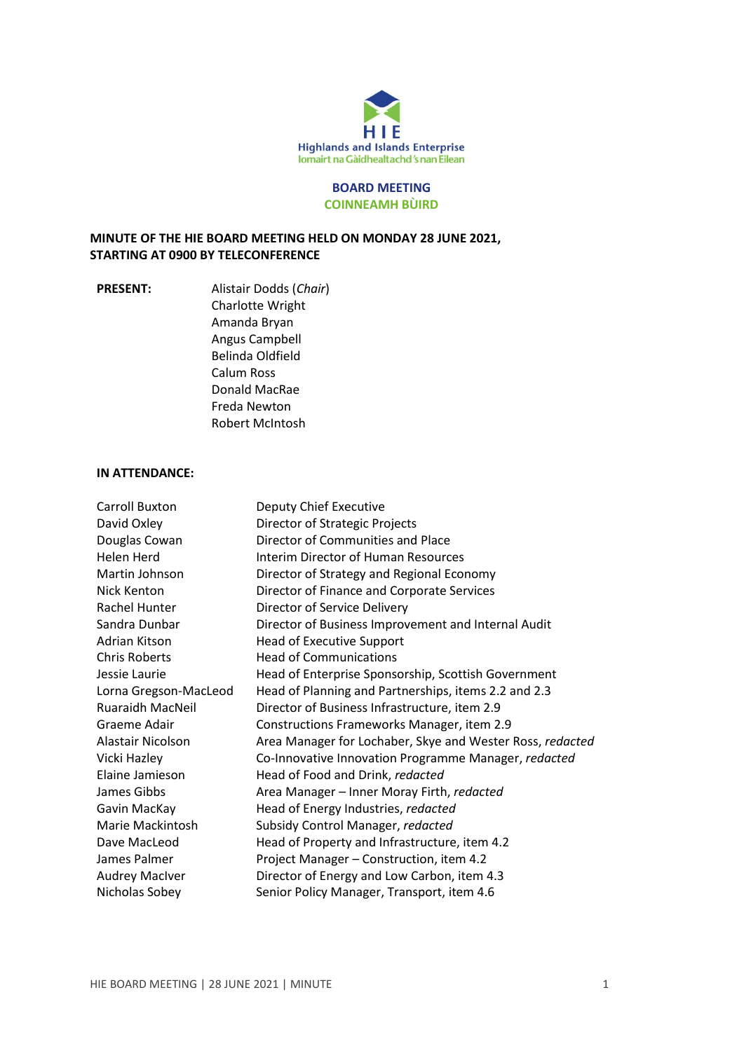HIE

Highlands and Islands Enterprise
Iomairt na Gàidhealtachd 's nan Eilean

# BOARD MEETING
## COINNEAMH BÙIRD

**MINUTE OF THE HIE BOARD MEETING HELD ON MONDAY 28 JUNE 2021, STARTING AT 0900 BY TELECONFERENCE**

**PRESENT:**

Alistair Dodds (*Chair*)
Charlotte Wright
Amanda Bryan
Angus Campbell
Belinda Oldfield
Calum Ross
Donald MacRae
Freda Newton
Robert McIntosh

**IN ATTENDANCE:**

| | |
|---|---|
| Carroll Buxton | Deputy Chief Executive |
| David Oxley | Director of Strategic Projects |
| Douglas Cowan | Director of Communities and Place |
| Helen Herd | Interim Director of Human Resources |
| Martin Johnson | Director of Strategy and Regional Economy |
| Nick Kenton | Director of Finance and Corporate Services |
| Rachel Hunter | Director of Service Delivery |
| Sandra Dunbar | Director of Business Improvement and Internal Audit |
| Adrian Kitson | Head of Executive Support |
| Chris Roberts | Head of Communications |
| Jessie Laurie | Head of Enterprise Sponsorship, Scottish Government |
| Lorna Gregson-MacLeod | Head of Planning and Partnerships, items 2.2 and 2.3 |
| Ruaraidh MacNeil | Director of Business Infrastructure, item 2.9 |
| Graeme Adair | Constructions Frameworks Manager, item 2.9 |
| Alastair Nicolson | Area Manager for Lochaber, Skye and Wester Ross, *redacted* |
| Vicki Hazley | Co-Innovative Innovation Programme Manager, *redacted* |
| Elaine Jamieson | Head of Food and Drink, *redacted* |
| James Gibbs | Area Manager – Inner Moray Firth, *redacted* |
| Gavin MacKay | Head of Energy Industries, *redacted* |
| Marie Mackintosh | Subsidy Control Manager, *redacted* |
| Dave MacLeod | Head of Property and Infrastructure, item 4.2 |
| James Palmer | Project Manager – Construction, item 4.2 |
| Audrey MacIver | Director of Energy and Low Carbon, item 4.3 |
| Nicholas Sobey | Senior Policy Manager, Transport, item 4.6 |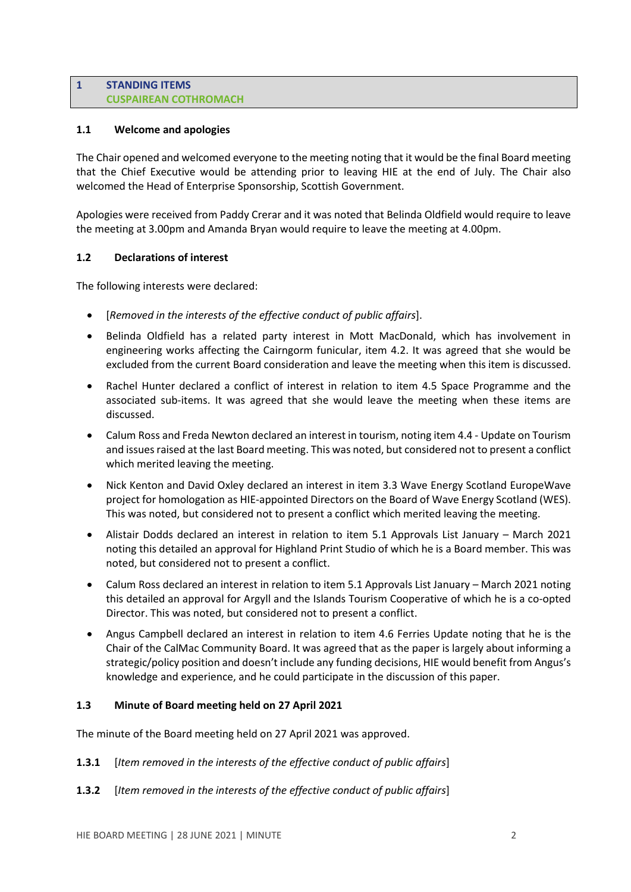## 1 STANDING ITEMS
## CUSPAIREAN COTHROMACH

### 1.1 Welcome and apologies

The Chair opened and welcomed everyone to the meeting noting that it would be the final Board meeting that the Chief Executive would be attending prior to leaving HIE at the end of July. The Chair also welcomed the Head of Enterprise Sponsorship, Scottish Government.

Apologies were received from Paddy Crerar and it was noted that Belinda Oldfield would require to leave the meeting at 3.00pm and Amanda Bryan would require to leave the meeting at 4.00pm.

### 1.2 Declarations of interest

The following interests were declared:

- [*Removed in the interests of the effective conduct of public affairs*].
- Belinda Oldfield has a related party interest in Mott MacDonald, which has involvement in engineering works affecting the Cairngorm funicular, item 4.2. It was agreed that she would be excluded from the current Board consideration and leave the meeting when this item is discussed.
- Rachel Hunter declared a conflict of interest in relation to item 4.5 Space Programme and the associated sub-items. It was agreed that she would leave the meeting when these items are discussed.
- Calum Ross and Freda Newton declared an interest in tourism, noting item 4.4 - Update on Tourism and issues raised at the last Board meeting. This was noted, but considered not to present a conflict which merited leaving the meeting.
- Nick Kenton and David Oxley declared an interest in item 3.3 Wave Energy Scotland EuropeWave project for homologation as HIE-appointed Directors on the Board of Wave Energy Scotland (WES). This was noted, but considered not to present a conflict which merited leaving the meeting.
- Alistair Dodds declared an interest in relation to item 5.1 Approvals List January – March 2021 noting this detailed an approval for Highland Print Studio of which he is a Board member. This was noted, but considered not to present a conflict.
- Calum Ross declared an interest in relation to item 5.1 Approvals List January – March 2021 noting this detailed an approval for Argyll and the Islands Tourism Cooperative of which he is a co-opted Director. This was noted, but considered not to present a conflict.
- Angus Campbell declared an interest in relation to item 4.6 Ferries Update noting that he is the Chair of the CalMac Community Board. It was agreed that as the paper is largely about informing a strategic/policy position and doesn't include any funding decisions, HIE would benefit from Angus's knowledge and experience, and he could participate in the discussion of this paper.

### 1.3 Minute of Board meeting held on 27 April 2021

The minute of the Board meeting held on 27 April 2021 was approved.

**1.3.1** [*Item removed in the interests of the effective conduct of public affairs*]

**1.3.2** [*Item removed in the interests of the effective conduct of public affairs*]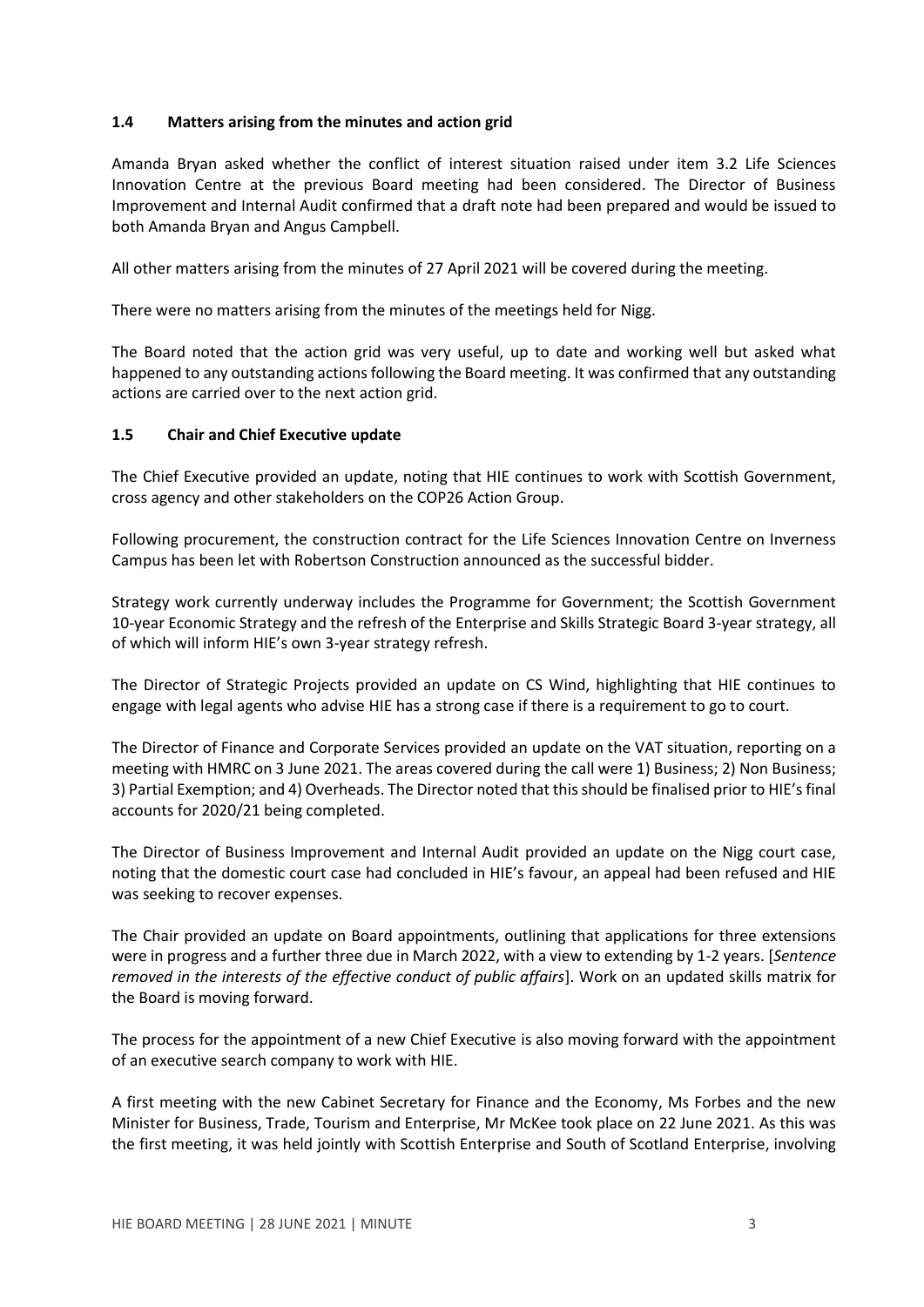### 1.4 Matters arising from the minutes and action grid

Amanda Bryan asked whether the conflict of interest situation raised under item 3.2 Life Sciences Innovation Centre at the previous Board meeting had been considered. The Director of Business Improvement and Internal Audit confirmed that a draft note had been prepared and would be issued to both Amanda Bryan and Angus Campbell.

All other matters arising from the minutes of 27 April 2021 will be covered during the meeting.

There were no matters arising from the minutes of the meetings held for Nigg.

The Board noted that the action grid was very useful, up to date and working well but asked what happened to any outstanding actions following the Board meeting. It was confirmed that any outstanding actions are carried over to the next action grid.

### 1.5 Chair and Chief Executive update

The Chief Executive provided an update, noting that HIE continues to work with Scottish Government, cross agency and other stakeholders on the COP26 Action Group.

Following procurement, the construction contract for the Life Sciences Innovation Centre on Inverness Campus has been let with Robertson Construction announced as the successful bidder.

Strategy work currently underway includes the Programme for Government; the Scottish Government 10-year Economic Strategy and the refresh of the Enterprise and Skills Strategic Board 3-year strategy, all of which will inform HIE's own 3-year strategy refresh.

The Director of Strategic Projects provided an update on CS Wind, highlighting that HIE continues to engage with legal agents who advise HIE has a strong case if there is a requirement to go to court.

The Director of Finance and Corporate Services provided an update on the VAT situation, reporting on a meeting with HMRC on 3 June 2021. The areas covered during the call were 1) Business; 2) Non Business; 3) Partial Exemption; and 4) Overheads. The Director noted that this should be finalised prior to HIE's final accounts for 2020/21 being completed.

The Director of Business Improvement and Internal Audit provided an update on the Nigg court case, noting that the domestic court case had concluded in HIE's favour, an appeal had been refused and HIE was seeking to recover expenses.

The Chair provided an update on Board appointments, outlining that applications for three extensions were in progress and a further three due in March 2022, with a view to extending by 1-2 years. [*Sentence removed in the interests of the effective conduct of public affairs*]. Work on an updated skills matrix for the Board is moving forward.

The process for the appointment of a new Chief Executive is also moving forward with the appointment of an executive search company to work with HIE.

A first meeting with the new Cabinet Secretary for Finance and the Economy, Ms Forbes and the new Minister for Business, Trade, Tourism and Enterprise, Mr McKee took place on 22 June 2021. As this was the first meeting, it was held jointly with Scottish Enterprise and South of Scotland Enterprise, involving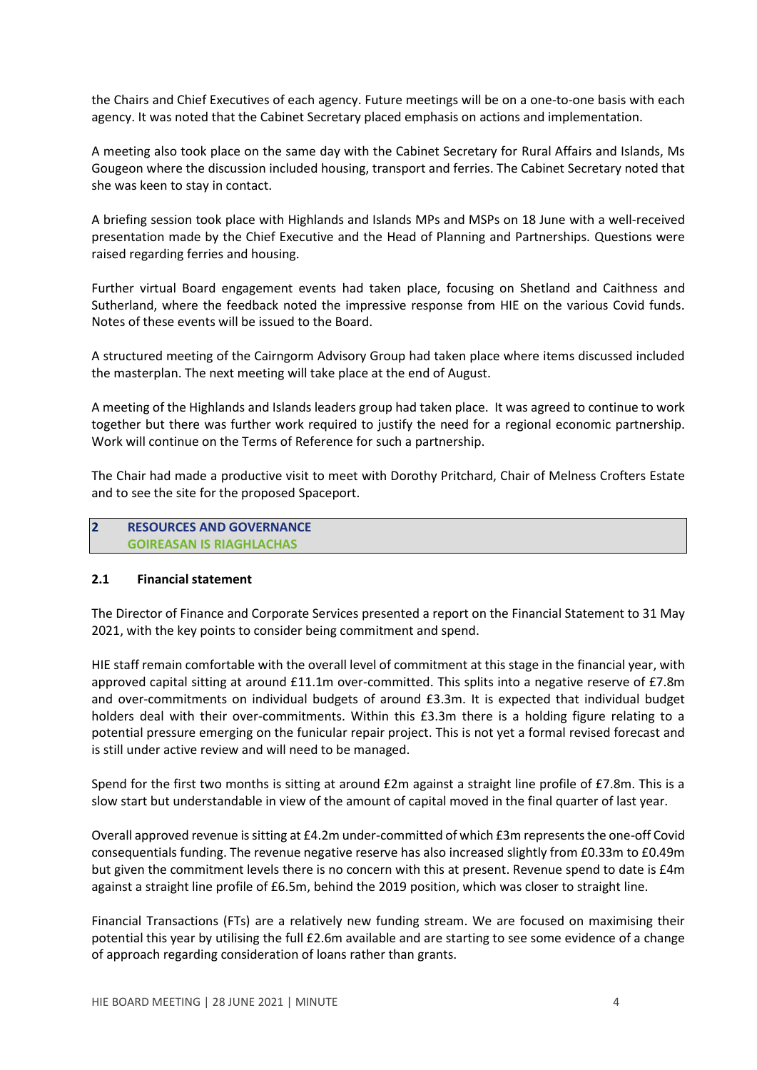the Chairs and Chief Executives of each agency. Future meetings will be on a one-to-one basis with each agency. It was noted that the Cabinet Secretary placed emphasis on actions and implementation.

A meeting also took place on the same day with the Cabinet Secretary for Rural Affairs and Islands, Ms Gougeon where the discussion included housing, transport and ferries. The Cabinet Secretary noted that she was keen to stay in contact.

A briefing session took place with Highlands and Islands MPs and MSPs on 18 June with a well-received presentation made by the Chief Executive and the Head of Planning and Partnerships. Questions were raised regarding ferries and housing.

Further virtual Board engagement events had taken place, focusing on Shetland and Caithness and Sutherland, where the feedback noted the impressive response from HIE on the various Covid funds. Notes of these events will be issued to the Board.

A structured meeting of the Cairngorm Advisory Group had taken place where items discussed included the masterplan. The next meeting will take place at the end of August.

A meeting of the Highlands and Islands leaders group had taken place. It was agreed to continue to work together but there was further work required to justify the need for a regional economic partnership. Work will continue on the Terms of Reference for such a partnership.

The Chair had made a productive visit to meet with Dorothy Pritchard, Chair of Melness Crofters Estate and to see the site for the proposed Spaceport.

## 2 RESOURCES AND GOVERNANCE
## GOIREASAN IS RIAGHLACHAS

### 2.1 Financial statement

The Director of Finance and Corporate Services presented a report on the Financial Statement to 31 May 2021, with the key points to consider being commitment and spend.

HIE staff remain comfortable with the overall level of commitment at this stage in the financial year, with approved capital sitting at around £11.1m over-committed. This splits into a negative reserve of £7.8m and over-commitments on individual budgets of around £3.3m. It is expected that individual budget holders deal with their over-commitments. Within this £3.3m there is a holding figure relating to a potential pressure emerging on the funicular repair project. This is not yet a formal revised forecast and is still under active review and will need to be managed.

Spend for the first two months is sitting at around £2m against a straight line profile of £7.8m. This is a slow start but understandable in view of the amount of capital moved in the final quarter of last year.

Overall approved revenue is sitting at £4.2m under-committed of which £3m represents the one-off Covid consequentials funding. The revenue negative reserve has also increased slightly from £0.33m to £0.49m but given the commitment levels there is no concern with this at present. Revenue spend to date is £4m against a straight line profile of £6.5m, behind the 2019 position, which was closer to straight line.

Financial Transactions (FTs) are a relatively new funding stream. We are focused on maximising their potential this year by utilising the full £2.6m available and are starting to see some evidence of a change of approach regarding consideration of loans rather than grants.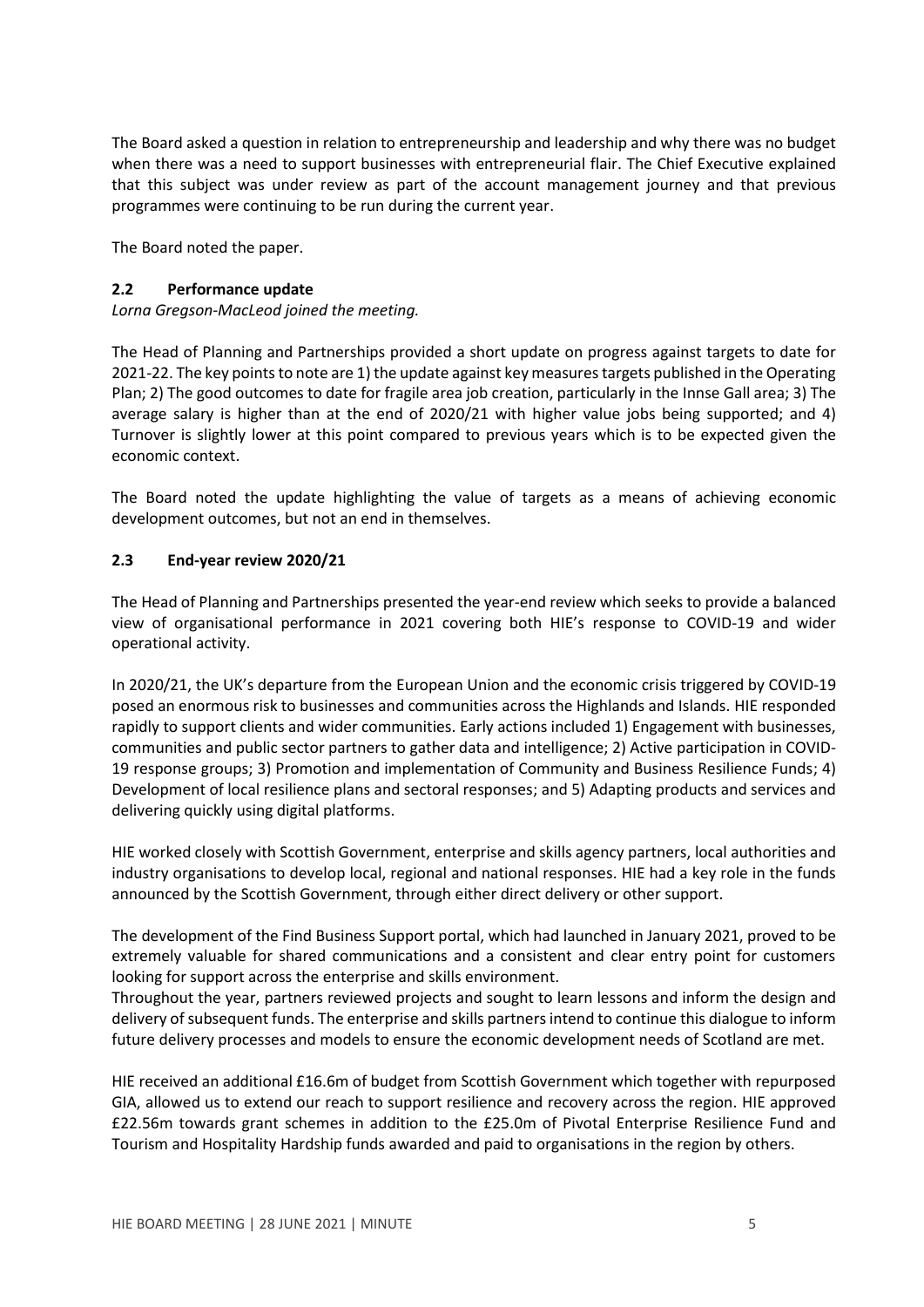The Board asked a question in relation to entrepreneurship and leadership and why there was no budget when there was a need to support businesses with entrepreneurial flair. The Chief Executive explained that this subject was under review as part of the account management journey and that previous programmes were continuing to be run during the current year.

The Board noted the paper.

### 2.2 Performance update

*Lorna Gregson-MacLeod joined the meeting.*

The Head of Planning and Partnerships provided a short update on progress against targets to date for 2021-22. The key points to note are 1) the update against key measures targets published in the Operating Plan; 2) The good outcomes to date for fragile area job creation, particularly in the Innse Gall area; 3) The average salary is higher than at the end of 2020/21 with higher value jobs being supported; and 4) Turnover is slightly lower at this point compared to previous years which is to be expected given the economic context.

The Board noted the update highlighting the value of targets as a means of achieving economic development outcomes, but not an end in themselves.

### 2.3 End-year review 2020/21

The Head of Planning and Partnerships presented the year-end review which seeks to provide a balanced view of organisational performance in 2021 covering both HIE's response to COVID-19 and wider operational activity.

In 2020/21, the UK's departure from the European Union and the economic crisis triggered by COVID-19 posed an enormous risk to businesses and communities across the Highlands and Islands. HIE responded rapidly to support clients and wider communities. Early actions included 1) Engagement with businesses, communities and public sector partners to gather data and intelligence; 2) Active participation in COVID-19 response groups; 3) Promotion and implementation of Community and Business Resilience Funds; 4) Development of local resilience plans and sectoral responses; and 5) Adapting products and services and delivering quickly using digital platforms.

HIE worked closely with Scottish Government, enterprise and skills agency partners, local authorities and industry organisations to develop local, regional and national responses. HIE had a key role in the funds announced by the Scottish Government, through either direct delivery or other support.

The development of the Find Business Support portal, which had launched in January 2021, proved to be extremely valuable for shared communications and a consistent and clear entry point for customers looking for support across the enterprise and skills environment.
Throughout the year, partners reviewed projects and sought to learn lessons and inform the design and delivery of subsequent funds. The enterprise and skills partners intend to continue this dialogue to inform future delivery processes and models to ensure the economic development needs of Scotland are met.

HIE received an additional £16.6m of budget from Scottish Government which together with repurposed GIA, allowed us to extend our reach to support resilience and recovery across the region. HIE approved £22.56m towards grant schemes in addition to the £25.0m of Pivotal Enterprise Resilience Fund and Tourism and Hospitality Hardship funds awarded and paid to organisations in the region by others.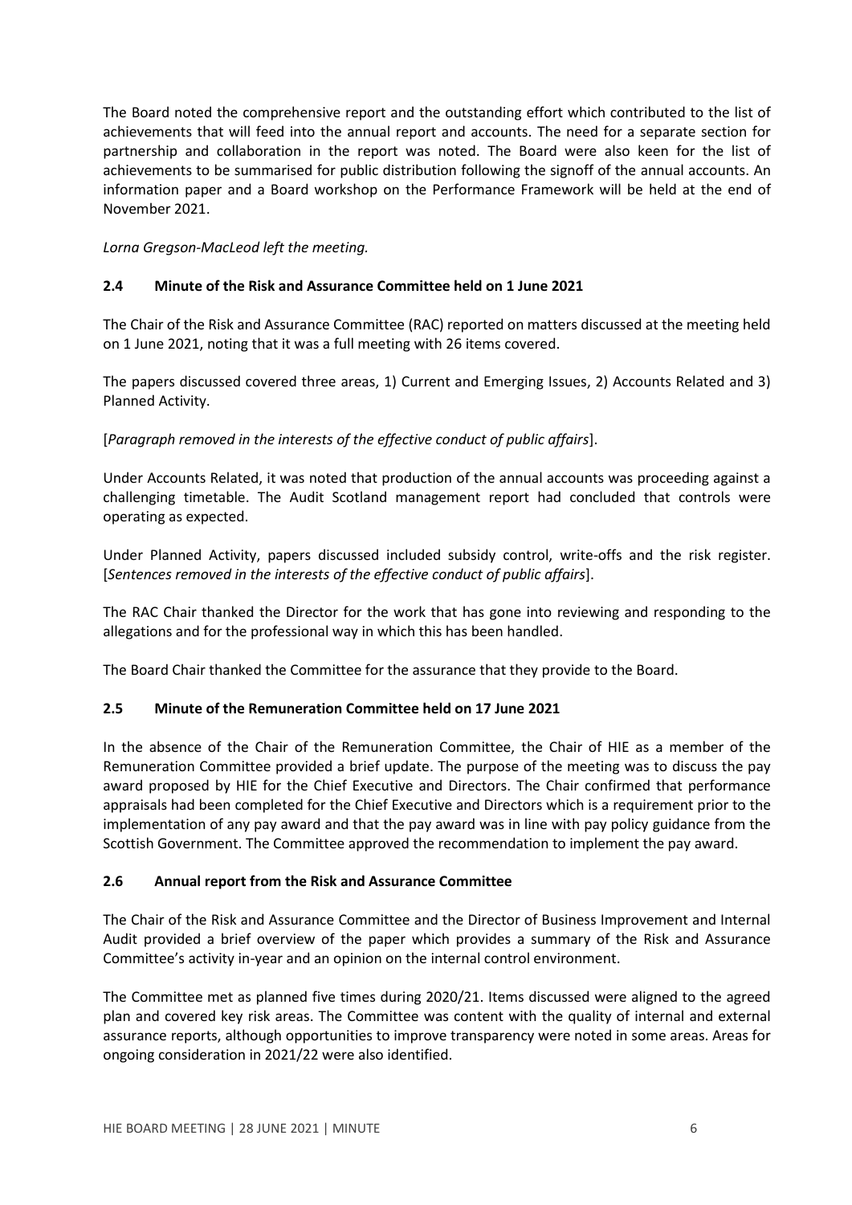The Board noted the comprehensive report and the outstanding effort which contributed to the list of achievements that will feed into the annual report and accounts. The need for a separate section for partnership and collaboration in the report was noted. The Board were also keen for the list of achievements to be summarised for public distribution following the signoff of the annual accounts. An information paper and a Board workshop on the Performance Framework will be held at the end of November 2021.

*Lorna Gregson-MacLeod left the meeting.*

### 2.4 Minute of the Risk and Assurance Committee held on 1 June 2021

The Chair of the Risk and Assurance Committee (RAC) reported on matters discussed at the meeting held on 1 June 2021, noting that it was a full meeting with 26 items covered.

The papers discussed covered three areas, 1) Current and Emerging Issues, 2) Accounts Related and 3) Planned Activity.

[*Paragraph removed in the interests of the effective conduct of public affairs*].

Under Accounts Related, it was noted that production of the annual accounts was proceeding against a challenging timetable. The Audit Scotland management report had concluded that controls were operating as expected.

Under Planned Activity, papers discussed included subsidy control, write-offs and the risk register. [*Sentences removed in the interests of the effective conduct of public affairs*].

The RAC Chair thanked the Director for the work that has gone into reviewing and responding to the allegations and for the professional way in which this has been handled.

The Board Chair thanked the Committee for the assurance that they provide to the Board.

### 2.5 Minute of the Remuneration Committee held on 17 June 2021

In the absence of the Chair of the Remuneration Committee, the Chair of HIE as a member of the Remuneration Committee provided a brief update. The purpose of the meeting was to discuss the pay award proposed by HIE for the Chief Executive and Directors. The Chair confirmed that performance appraisals had been completed for the Chief Executive and Directors which is a requirement prior to the implementation of any pay award and that the pay award was in line with pay policy guidance from the Scottish Government. The Committee approved the recommendation to implement the pay award.

### 2.6 Annual report from the Risk and Assurance Committee

The Chair of the Risk and Assurance Committee and the Director of Business Improvement and Internal Audit provided a brief overview of the paper which provides a summary of the Risk and Assurance Committee's activity in-year and an opinion on the internal control environment.

The Committee met as planned five times during 2020/21. Items discussed were aligned to the agreed plan and covered key risk areas. The Committee was content with the quality of internal and external assurance reports, although opportunities to improve transparency were noted in some areas. Areas for ongoing consideration in 2021/22 were also identified.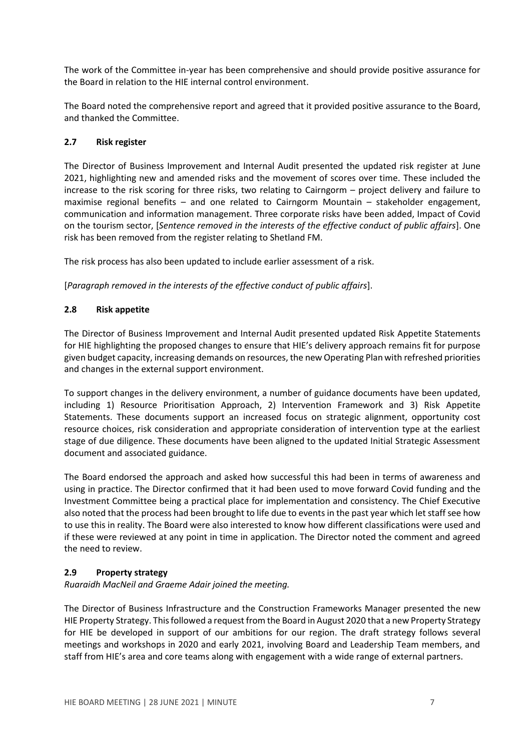The work of the Committee in-year has been comprehensive and should provide positive assurance for the Board in relation to the HIE internal control environment.

The Board noted the comprehensive report and agreed that it provided positive assurance to the Board, and thanked the Committee.

### 2.7 Risk register

The Director of Business Improvement and Internal Audit presented the updated risk register at June 2021, highlighting new and amended risks and the movement of scores over time. These included the increase to the risk scoring for three risks, two relating to Cairngorm – project delivery and failure to maximise regional benefits – and one related to Cairngorm Mountain – stakeholder engagement, communication and information management. Three corporate risks have been added, Impact of Covid on the tourism sector, [*Sentence removed in the interests of the effective conduct of public affairs*]. One risk has been removed from the register relating to Shetland FM.

The risk process has also been updated to include earlier assessment of a risk.

[*Paragraph removed in the interests of the effective conduct of public affairs*].

### 2.8 Risk appetite

The Director of Business Improvement and Internal Audit presented updated Risk Appetite Statements for HIE highlighting the proposed changes to ensure that HIE's delivery approach remains fit for purpose given budget capacity, increasing demands on resources, the new Operating Plan with refreshed priorities and changes in the external support environment.

To support changes in the delivery environment, a number of guidance documents have been updated, including 1) Resource Prioritisation Approach, 2) Intervention Framework and 3) Risk Appetite Statements. These documents support an increased focus on strategic alignment, opportunity cost resource choices, risk consideration and appropriate consideration of intervention type at the earliest stage of due diligence. These documents have been aligned to the updated Initial Strategic Assessment document and associated guidance.

The Board endorsed the approach and asked how successful this had been in terms of awareness and using in practice. The Director confirmed that it had been used to move forward Covid funding and the Investment Committee being a practical place for implementation and consistency. The Chief Executive also noted that the process had been brought to life due to events in the past year which let staff see how to use this in reality. The Board were also interested to know how different classifications were used and if these were reviewed at any point in time in application. The Director noted the comment and agreed the need to review.

### 2.9 Property strategy

*Ruaraidh MacNeil and Graeme Adair joined the meeting.*

The Director of Business Infrastructure and the Construction Frameworks Manager presented the new HIE Property Strategy. This followed a request from the Board in August 2020 that a new Property Strategy for HIE be developed in support of our ambitions for our region. The draft strategy follows several meetings and workshops in 2020 and early 2021, involving Board and Leadership Team members, and staff from HIE's area and core teams along with engagement with a wide range of external partners.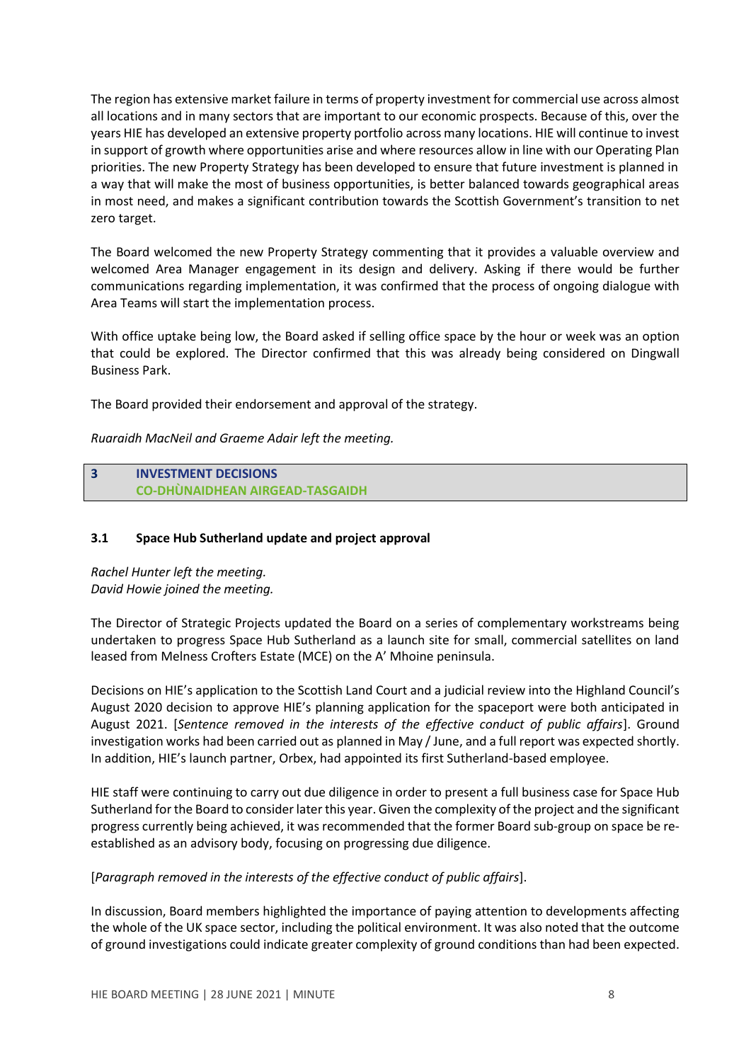The region has extensive market failure in terms of property investment for commercial use across almost all locations and in many sectors that are important to our economic prospects. Because of this, over the years HIE has developed an extensive property portfolio across many locations. HIE will continue to invest in support of growth where opportunities arise and where resources allow in line with our Operating Plan priorities. The new Property Strategy has been developed to ensure that future investment is planned in a way that will make the most of business opportunities, is better balanced towards geographical areas in most need, and makes a significant contribution towards the Scottish Government's transition to net zero target.

The Board welcomed the new Property Strategy commenting that it provides a valuable overview and welcomed Area Manager engagement in its design and delivery. Asking if there would be further communications regarding implementation, it was confirmed that the process of ongoing dialogue with Area Teams will start the implementation process.

With office uptake being low, the Board asked if selling office space by the hour or week was an option that could be explored. The Director confirmed that this was already being considered on Dingwall Business Park.

The Board provided their endorsement and approval of the strategy.

*Ruaraidh MacNeil and Graeme Adair left the meeting.*

## 3 INVESTMENT DECISIONS
## CO-DHÙNAIDHEAN AIRGEAD-TASGAIDH

### 3.1 Space Hub Sutherland update and project approval

*Rachel Hunter left the meeting.*
*David Howie joined the meeting.*

The Director of Strategic Projects updated the Board on a series of complementary workstreams being undertaken to progress Space Hub Sutherland as a launch site for small, commercial satellites on land leased from Melness Crofters Estate (MCE) on the A' Mhoine peninsula.

Decisions on HIE's application to the Scottish Land Court and a judicial review into the Highland Council's August 2020 decision to approve HIE's planning application for the spaceport were both anticipated in August 2021. [*Sentence removed in the interests of the effective conduct of public affairs*]. Ground investigation works had been carried out as planned in May / June, and a full report was expected shortly. In addition, HIE's launch partner, Orbex, had appointed its first Sutherland-based employee.

HIE staff were continuing to carry out due diligence in order to present a full business case for Space Hub Sutherland for the Board to consider later this year. Given the complexity of the project and the significant progress currently being achieved, it was recommended that the former Board sub-group on space be re-established as an advisory body, focusing on progressing due diligence.

[*Paragraph removed in the interests of the effective conduct of public affairs*].

In discussion, Board members highlighted the importance of paying attention to developments affecting the whole of the UK space sector, including the political environment. It was also noted that the outcome of ground investigations could indicate greater complexity of ground conditions than had been expected.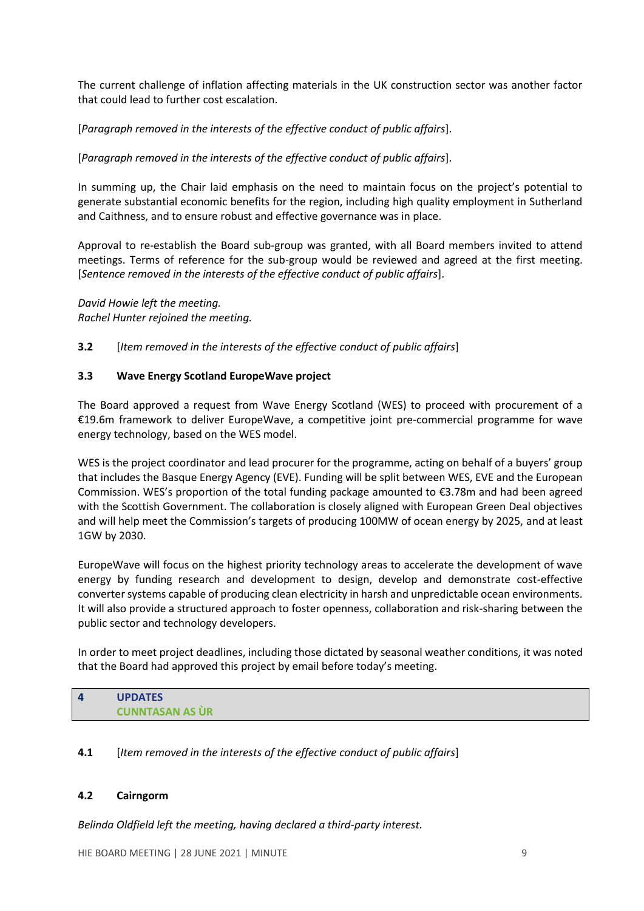The current challenge of inflation affecting materials in the UK construction sector was another factor that could lead to further cost escalation.

[*Paragraph removed in the interests of the effective conduct of public affairs*].

[*Paragraph removed in the interests of the effective conduct of public affairs*].

In summing up, the Chair laid emphasis on the need to maintain focus on the project's potential to generate substantial economic benefits for the region, including high quality employment in Sutherland and Caithness, and to ensure robust and effective governance was in place.

Approval to re-establish the Board sub-group was granted, with all Board members invited to attend meetings. Terms of reference for the sub-group would be reviewed and agreed at the first meeting. [*Sentence removed in the interests of the effective conduct of public affairs*].

*David Howie left the meeting.*
*Rachel Hunter rejoined the meeting.*

**3.2** [*Item removed in the interests of the effective conduct of public affairs*]

### 3.3 Wave Energy Scotland EuropeWave project

The Board approved a request from Wave Energy Scotland (WES) to proceed with procurement of a €19.6m framework to deliver EuropeWave, a competitive joint pre-commercial programme for wave energy technology, based on the WES model.

WES is the project coordinator and lead procurer for the programme, acting on behalf of a buyers' group that includes the Basque Energy Agency (EVE). Funding will be split between WES, EVE and the European Commission. WES's proportion of the total funding package amounted to €3.78m and had been agreed with the Scottish Government. The collaboration is closely aligned with European Green Deal objectives and will help meet the Commission's targets of producing 100MW of ocean energy by 2025, and at least 1GW by 2030.

EuropeWave will focus on the highest priority technology areas to accelerate the development of wave energy by funding research and development to design, develop and demonstrate cost-effective converter systems capable of producing clean electricity in harsh and unpredictable ocean environments. It will also provide a structured approach to foster openness, collaboration and risk-sharing between the public sector and technology developers.

In order to meet project deadlines, including those dictated by seasonal weather conditions, it was noted that the Board had approved this project by email before today's meeting.

## 4 UPDATES
## CUNNTASAN AS ÙR

**4.1** [*Item removed in the interests of the effective conduct of public affairs*]

### 4.2 Cairngorm

*Belinda Oldfield left the meeting, having declared a third-party interest.*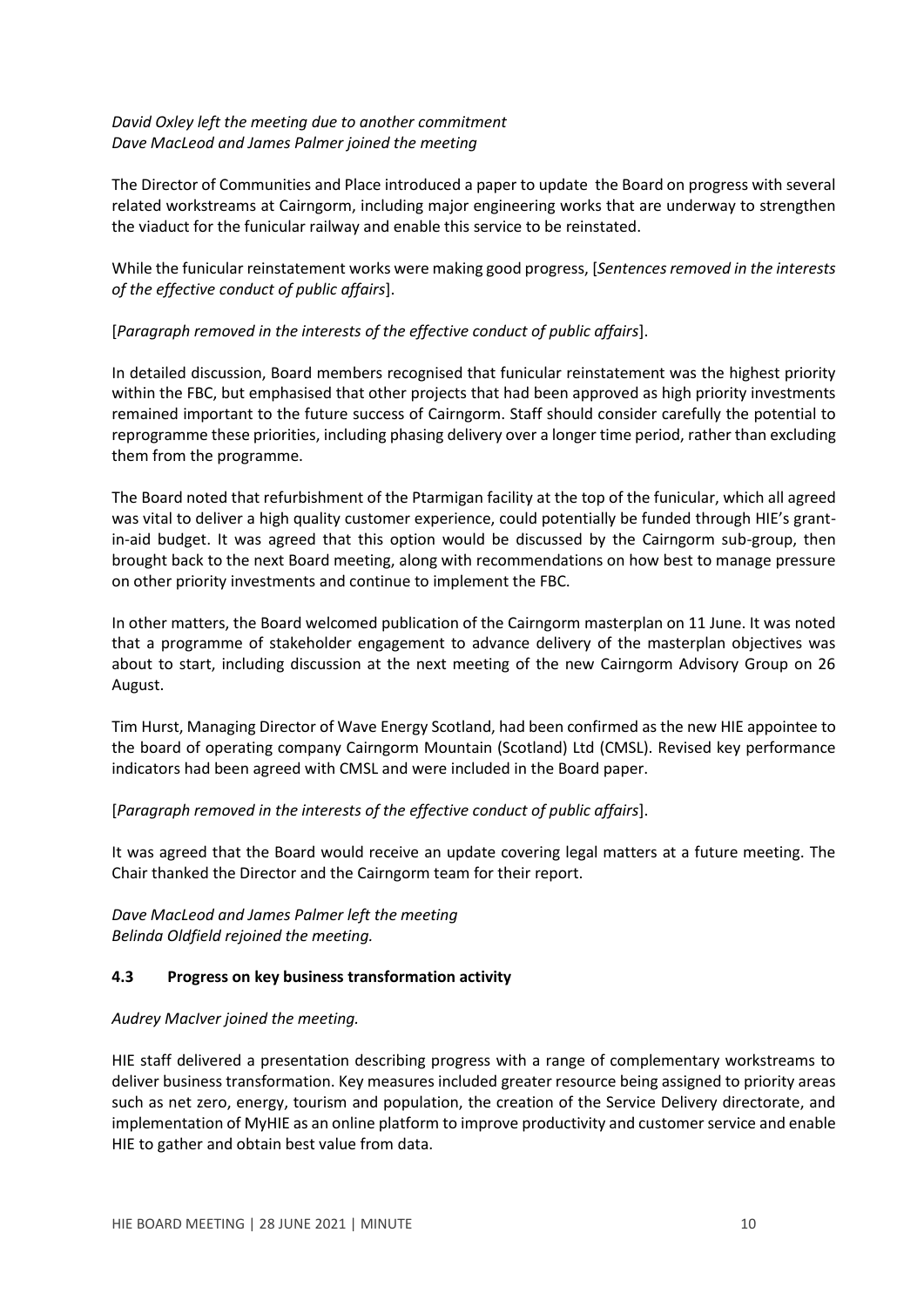*David Oxley left the meeting due to another commitment*
*Dave MacLeod and James Palmer joined the meeting*

The Director of Communities and Place introduced a paper to update the Board on progress with several related workstreams at Cairngorm, including major engineering works that are underway to strengthen the viaduct for the funicular railway and enable this service to be reinstated.

While the funicular reinstatement works were making good progress, [*Sentences removed in the interests of the effective conduct of public affairs*].

[*Paragraph removed in the interests of the effective conduct of public affairs*].

In detailed discussion, Board members recognised that funicular reinstatement was the highest priority within the FBC, but emphasised that other projects that had been approved as high priority investments remained important to the future success of Cairngorm. Staff should consider carefully the potential to reprogramme these priorities, including phasing delivery over a longer time period, rather than excluding them from the programme.

The Board noted that refurbishment of the Ptarmigan facility at the top of the funicular, which all agreed was vital to deliver a high quality customer experience, could potentially be funded through HIE's grant-in-aid budget. It was agreed that this option would be discussed by the Cairngorm sub-group, then brought back to the next Board meeting, along with recommendations on how best to manage pressure on other priority investments and continue to implement the FBC.

In other matters, the Board welcomed publication of the Cairngorm masterplan on 11 June. It was noted that a programme of stakeholder engagement to advance delivery of the masterplan objectives was about to start, including discussion at the next meeting of the new Cairngorm Advisory Group on 26 August.

Tim Hurst, Managing Director of Wave Energy Scotland, had been confirmed as the new HIE appointee to the board of operating company Cairngorm Mountain (Scotland) Ltd (CMSL). Revised key performance indicators had been agreed with CMSL and were included in the Board paper.

[*Paragraph removed in the interests of the effective conduct of public affairs*].

It was agreed that the Board would receive an update covering legal matters at a future meeting. The Chair thanked the Director and the Cairngorm team for their report.

*Dave MacLeod and James Palmer left the meeting*
*Belinda Oldfield rejoined the meeting.*

### 4.3 Progress on key business transformation activity

*Audrey MacIver joined the meeting.*

HIE staff delivered a presentation describing progress with a range of complementary workstreams to deliver business transformation. Key measures included greater resource being assigned to priority areas such as net zero, energy, tourism and population, the creation of the Service Delivery directorate, and implementation of MyHIE as an online platform to improve productivity and customer service and enable HIE to gather and obtain best value from data.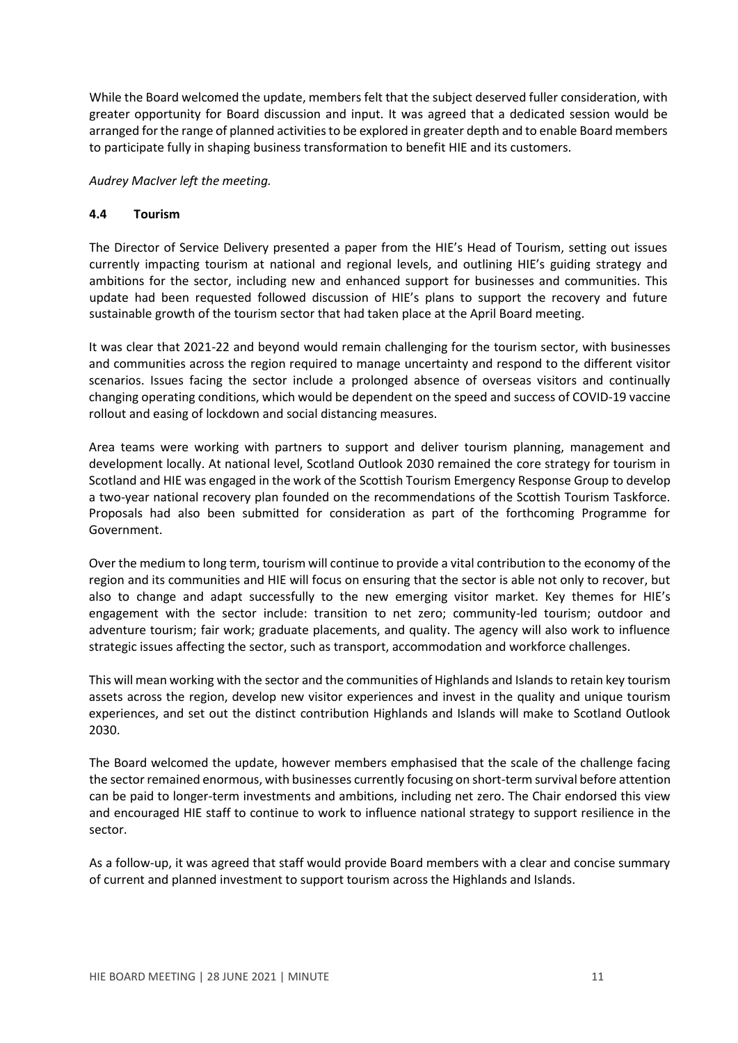While the Board welcomed the update, members felt that the subject deserved fuller consideration, with greater opportunity for Board discussion and input. It was agreed that a dedicated session would be arranged for the range of planned activities to be explored in greater depth and to enable Board members to participate fully in shaping business transformation to benefit HIE and its customers.

*Audrey MacIver left the meeting.*

### 4.4 Tourism

The Director of Service Delivery presented a paper from the HIE's Head of Tourism, setting out issues currently impacting tourism at national and regional levels, and outlining HIE's guiding strategy and ambitions for the sector, including new and enhanced support for businesses and communities. This update had been requested followed discussion of HIE's plans to support the recovery and future sustainable growth of the tourism sector that had taken place at the April Board meeting.

It was clear that 2021-22 and beyond would remain challenging for the tourism sector, with businesses and communities across the region required to manage uncertainty and respond to the different visitor scenarios. Issues facing the sector include a prolonged absence of overseas visitors and continually changing operating conditions, which would be dependent on the speed and success of COVID-19 vaccine rollout and easing of lockdown and social distancing measures.

Area teams were working with partners to support and deliver tourism planning, management and development locally. At national level, Scotland Outlook 2030 remained the core strategy for tourism in Scotland and HIE was engaged in the work of the Scottish Tourism Emergency Response Group to develop a two-year national recovery plan founded on the recommendations of the Scottish Tourism Taskforce. Proposals had also been submitted for consideration as part of the forthcoming Programme for Government.

Over the medium to long term, tourism will continue to provide a vital contribution to the economy of the region and its communities and HIE will focus on ensuring that the sector is able not only to recover, but also to change and adapt successfully to the new emerging visitor market. Key themes for HIE's engagement with the sector include: transition to net zero; community-led tourism; outdoor and adventure tourism; fair work; graduate placements, and quality. The agency will also work to influence strategic issues affecting the sector, such as transport, accommodation and workforce challenges.

This will mean working with the sector and the communities of Highlands and Islands to retain key tourism assets across the region, develop new visitor experiences and invest in the quality and unique tourism experiences, and set out the distinct contribution Highlands and Islands will make to Scotland Outlook 2030.

The Board welcomed the update, however members emphasised that the scale of the challenge facing the sector remained enormous, with businesses currently focusing on short-term survival before attention can be paid to longer-term investments and ambitions, including net zero. The Chair endorsed this view and encouraged HIE staff to continue to work to influence national strategy to support resilience in the sector.

As a follow-up, it was agreed that staff would provide Board members with a clear and concise summary of current and planned investment to support tourism across the Highlands and Islands.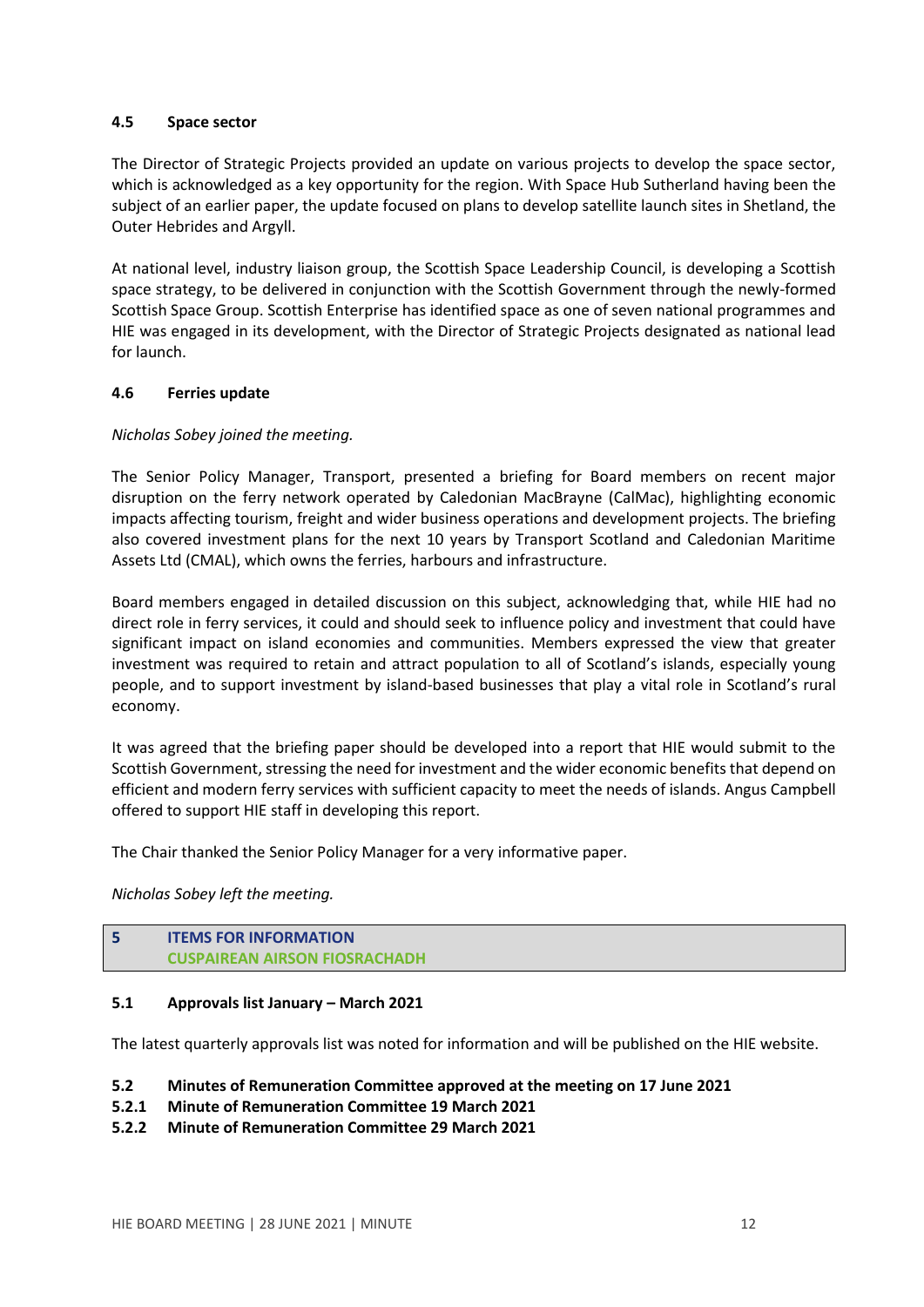### 4.5 Space sector

The Director of Strategic Projects provided an update on various projects to develop the space sector, which is acknowledged as a key opportunity for the region. With Space Hub Sutherland having been the subject of an earlier paper, the update focused on plans to develop satellite launch sites in Shetland, the Outer Hebrides and Argyll.

At national level, industry liaison group, the Scottish Space Leadership Council, is developing a Scottish space strategy, to be delivered in conjunction with the Scottish Government through the newly-formed Scottish Space Group. Scottish Enterprise has identified space as one of seven national programmes and HIE was engaged in its development, with the Director of Strategic Projects designated as national lead for launch.

### 4.6 Ferries update

*Nicholas Sobey joined the meeting.*

The Senior Policy Manager, Transport, presented a briefing for Board members on recent major disruption on the ferry network operated by Caledonian MacBrayne (CalMac), highlighting economic impacts affecting tourism, freight and wider business operations and development projects. The briefing also covered investment plans for the next 10 years by Transport Scotland and Caledonian Maritime Assets Ltd (CMAL), which owns the ferries, harbours and infrastructure.

Board members engaged in detailed discussion on this subject, acknowledging that, while HIE had no direct role in ferry services, it could and should seek to influence policy and investment that could have significant impact on island economies and communities. Members expressed the view that greater investment was required to retain and attract population to all of Scotland's islands, especially young people, and to support investment by island-based businesses that play a vital role in Scotland's rural economy.

It was agreed that the briefing paper should be developed into a report that HIE would submit to the Scottish Government, stressing the need for investment and the wider economic benefits that depend on efficient and modern ferry services with sufficient capacity to meet the needs of islands. Angus Campbell offered to support HIE staff in developing this report.

The Chair thanked the Senior Policy Manager for a very informative paper.

*Nicholas Sobey left the meeting.*

## 5 ITEMS FOR INFORMATION CUSPAIREAN AIRSON FIOSRACHADH

### 5.1 Approvals list January – March 2021

The latest quarterly approvals list was noted for information and will be published on the HIE website.

### 5.2 Minutes of Remuneration Committee approved at the meeting on 17 June 2021

#### 5.2.1 Minute of Remuneration Committee 19 March 2021

#### 5.2.2 Minute of Remuneration Committee 29 March 2021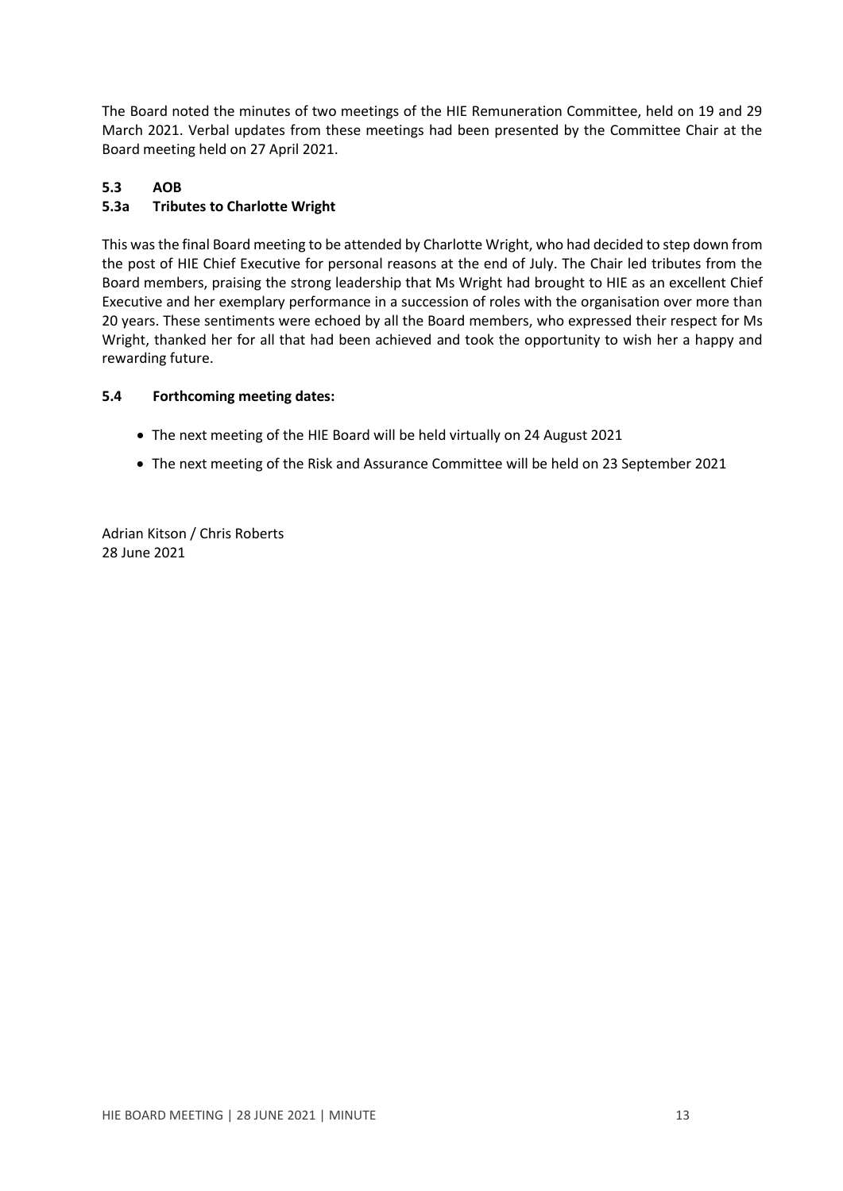The Board noted the minutes of two meetings of the HIE Remuneration Committee, held on 19 and 29 March 2021. Verbal updates from these meetings had been presented by the Committee Chair at the Board meeting held on 27 April 2021.

### 5.3 AOB

### 5.3a Tributes to Charlotte Wright

This was the final Board meeting to be attended by Charlotte Wright, who had decided to step down from the post of HIE Chief Executive for personal reasons at the end of July. The Chair led tributes from the Board members, praising the strong leadership that Ms Wright had brought to HIE as an excellent Chief Executive and her exemplary performance in a succession of roles with the organisation over more than 20 years. These sentiments were echoed by all the Board members, who expressed their respect for Ms Wright, thanked her for all that had been achieved and took the opportunity to wish her a happy and rewarding future.

### 5.4 Forthcoming meeting dates:

- The next meeting of the HIE Board will be held virtually on 24 August 2021
- The next meeting of the Risk and Assurance Committee will be held on 23 September 2021

Adrian Kitson / Chris Roberts
28 June 2021